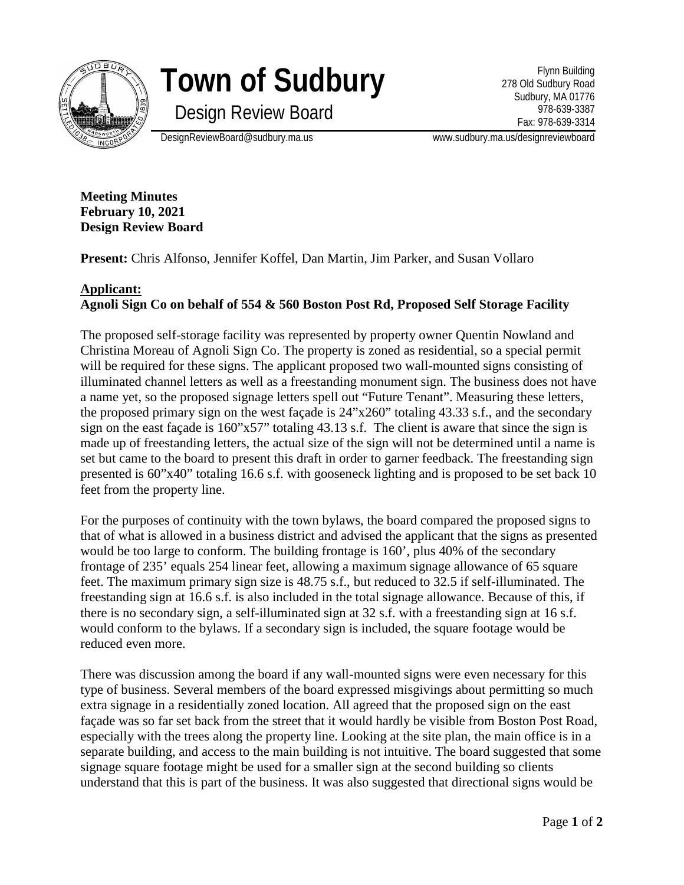# Town of Sudbury

## Design Review Board

Flynn Building
278 Old Sudbury Road
Sudbury, MA 01776
978-639-3387
Fax: 978-639-3314

DesignReviewBoard@sudbury.ma.us www.sudbury.ma.us/designreviewboard

**Meeting Minutes**
**February 10, 2021**
**Design Review Board**

**Present:** Chris Alfonso, Jennifer Koffel, Dan Martin, Jim Parker, and Susan Vollaro

**Applicant:**
**Agnoli Sign Co on behalf of 554 & 560 Boston Post Rd, Proposed Self Storage Facility**

The proposed self-storage facility was represented by property owner Quentin Nowland and Christina Moreau of Agnoli Sign Co. The property is zoned as residential, so a special permit will be required for these signs. The applicant proposed two wall-mounted signs consisting of illuminated channel letters as well as a freestanding monument sign. The business does not have a name yet, so the proposed signage letters spell out "Future Tenant". Measuring these letters, the proposed primary sign on the west façade is 24"x260" totaling 43.33 s.f., and the secondary sign on the east façade is 160"x57" totaling 43.13 s.f. The client is aware that since the sign is made up of freestanding letters, the actual size of the sign will not be determined until a name is set but came to the board to present this draft in order to garner feedback. The freestanding sign presented is 60"x40" totaling 16.6 s.f. with gooseneck lighting and is proposed to be set back 10 feet from the property line.

For the purposes of continuity with the town bylaws, the board compared the proposed signs to that of what is allowed in a business district and advised the applicant that the signs as presented would be too large to conform. The building frontage is 160', plus 40% of the secondary frontage of 235' equals 254 linear feet, allowing a maximum signage allowance of 65 square feet. The maximum primary sign size is 48.75 s.f., but reduced to 32.5 if self-illuminated. The freestanding sign at 16.6 s.f. is also included in the total signage allowance. Because of this, if there is no secondary sign, a self-illuminated sign at 32 s.f. with a freestanding sign at 16 s.f. would conform to the bylaws. If a secondary sign is included, the square footage would be reduced even more.

There was discussion among the board if any wall-mounted signs were even necessary for this type of business. Several members of the board expressed misgivings about permitting so much extra signage in a residentially zoned location. All agreed that the proposed sign on the east façade was so far set back from the street that it would hardly be visible from Boston Post Road, especially with the trees along the property line. Looking at the site plan, the main office is in a separate building, and access to the main building is not intuitive. The board suggested that some signage square footage might be used for a smaller sign at the second building so clients understand that this is part of the business. It was also suggested that directional signs would be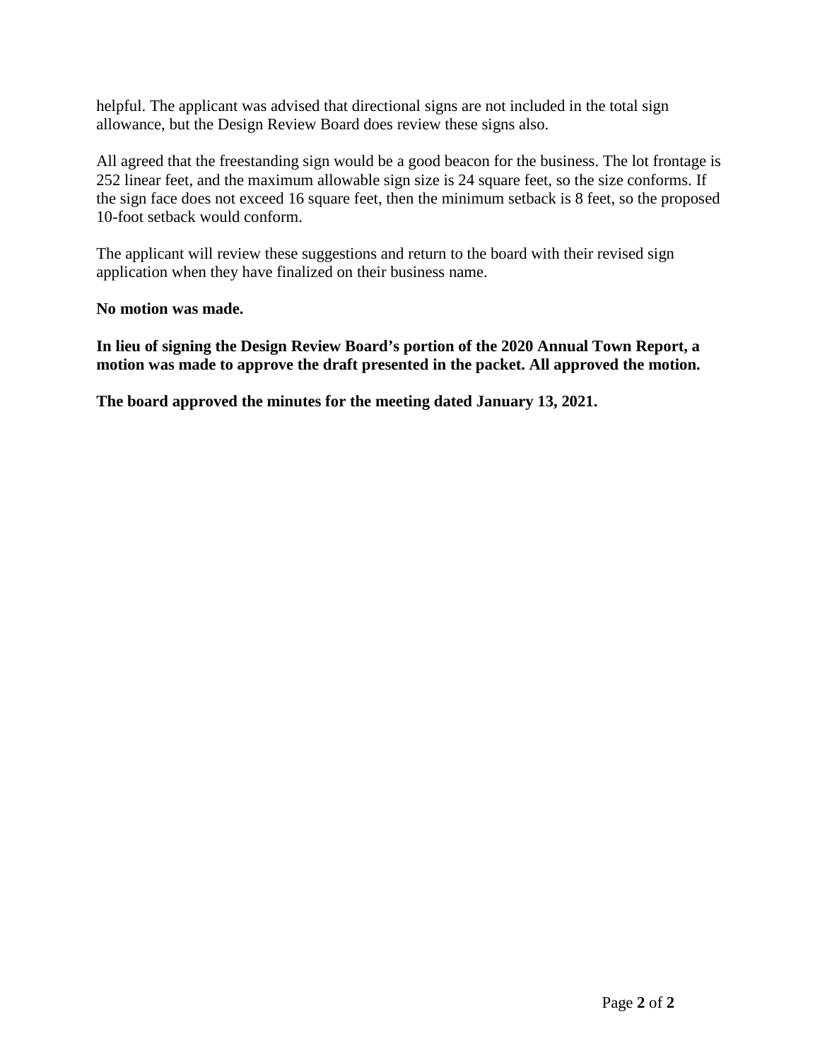helpful. The applicant was advised that directional signs are not included in the total sign allowance, but the Design Review Board does review these signs also.

All agreed that the freestanding sign would be a good beacon for the business. The lot frontage is 252 linear feet, and the maximum allowable sign size is 24 square feet, so the size conforms. If the sign face does not exceed 16 square feet, then the minimum setback is 8 feet, so the proposed 10-foot setback would conform.

The applicant will review these suggestions and return to the board with their revised sign application when they have finalized on their business name.

**No motion was made.**

**In lieu of signing the Design Review Board's portion of the 2020 Annual Town Report, a motion was made to approve the draft presented in the packet. All approved the motion.**

**The board approved the minutes for the meeting dated January 13, 2021.**